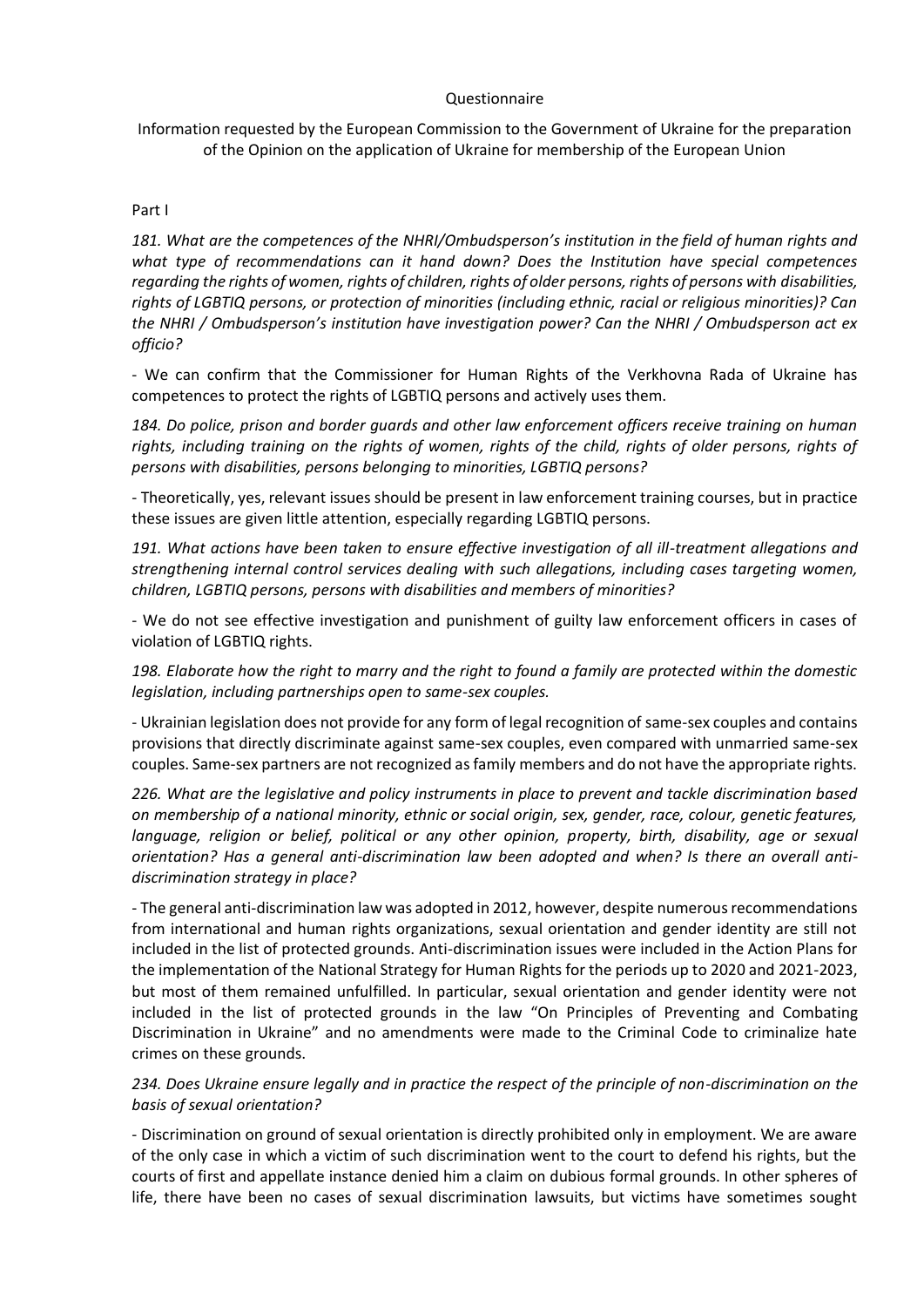Questionnaire

Information requested by the European Commission to the Government of Ukraine for the preparation of the Opinion on the application of Ukraine for membership of the European Union

Part I

*181. What are the competences of the NHRI/Ombudsperson's institution in the field of human rights and what type of recommendations can it hand down? Does the Institution have special competences regarding the rights of women, rights of children, rights of older persons, rights of persons with disabilities, rights of LGBTIQ persons, or protection of minorities (including ethnic, racial or religious minorities)? Can the NHRI / Ombudsperson's institution have investigation power? Can the NHRI / Ombudsperson act ex officio?*

- We can confirm that the Commissioner for Human Rights of the Verkhovna Rada of Ukraine has competences to protect the rights of LGBTIQ persons and actively uses them.

*184. Do police, prison and border guards and other law enforcement officers receive training on human rights, including training on the rights of women, rights of the child, rights of older persons, rights of persons with disabilities, persons belonging to minorities, LGBTIQ persons?*

- Theoretically, yes, relevant issues should be present in law enforcement training courses, but in practice these issues are given little attention, especially regarding LGBTIQ persons.

*191. What actions have been taken to ensure effective investigation of all ill-treatment allegations and strengthening internal control services dealing with such allegations, including cases targeting women, children, LGBTIQ persons, persons with disabilities and members of minorities?*

- We do not see effective investigation and punishment of guilty law enforcement officers in cases of violation of LGBTIQ rights.

*198. Elaborate how the right to marry and the right to found a family are protected within the domestic legislation, including partnerships open to same-sex couples.*

- Ukrainian legislation does not provide for any form of legal recognition of same-sex couples and contains provisions that directly discriminate against same-sex couples, even compared with unmarried same-sex couples. Same-sex partners are not recognized as family members and do not have the appropriate rights.

*226. What are the legislative and policy instruments in place to prevent and tackle discrimination based on membership of a national minority, ethnic or social origin, sex, gender, race, colour, genetic features, language, religion or belief, political or any other opinion, property, birth, disability, age or sexual orientation? Has a general anti-discrimination law been adopted and when? Is there an overall anti-discrimination strategy in place?*

- The general anti-discrimination law was adopted in 2012, however, despite numerous recommendations from international and human rights organizations, sexual orientation and gender identity are still not included in the list of protected grounds. Anti-discrimination issues were included in the Action Plans for the implementation of the National Strategy for Human Rights for the periods up to 2020 and 2021-2023, but most of them remained unfulfilled. In particular, sexual orientation and gender identity were not included in the list of protected grounds in the law "On Principles of Preventing and Combating Discrimination in Ukraine" and no amendments were made to the Criminal Code to criminalize hate crimes on these grounds.

*234. Does Ukraine ensure legally and in practice the respect of the principle of non-discrimination on the basis of sexual orientation?*

- Discrimination on ground of sexual orientation is directly prohibited only in employment. We are aware of the only case in which a victim of such discrimination went to the court to defend his rights, but the courts of first and appellate instance denied him a claim on dubious formal grounds. In other spheres of life, there have been no cases of sexual discrimination lawsuits, but victims have sometimes sought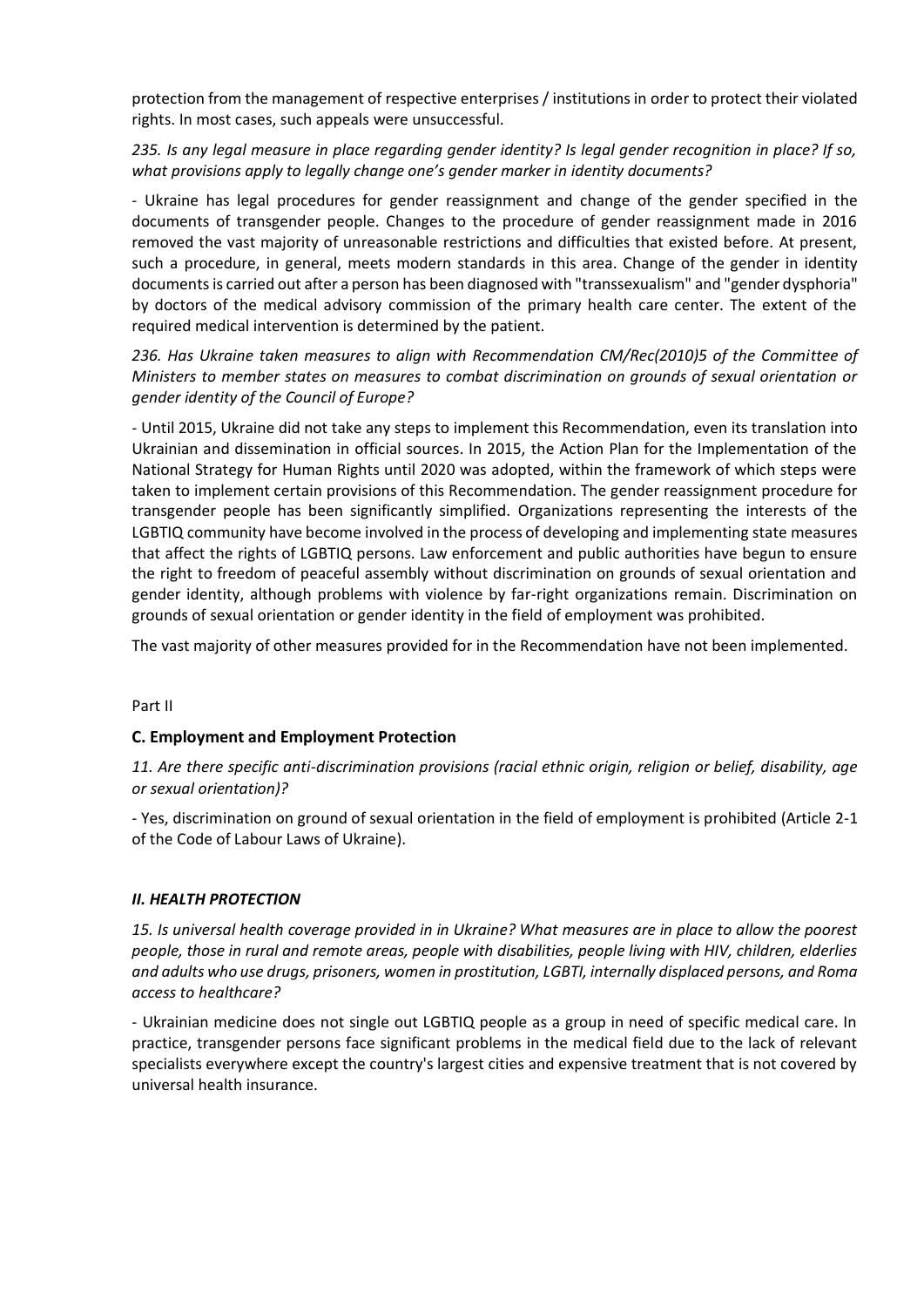protection from the management of respective enterprises / institutions in order to protect their violated rights. In most cases, such appeals were unsuccessful.

*235. Is any legal measure in place regarding gender identity? Is legal gender recognition in place? If so, what provisions apply to legally change one's gender marker in identity documents?*

- Ukraine has legal procedures for gender reassignment and change of the gender specified in the documents of transgender people. Changes to the procedure of gender reassignment made in 2016 removed the vast majority of unreasonable restrictions and difficulties that existed before. At present, such a procedure, in general, meets modern standards in this area. Change of the gender in identity documents is carried out after a person has been diagnosed with "transsexualism" and "gender dysphoria" by doctors of the medical advisory commission of the primary health care center. The extent of the required medical intervention is determined by the patient.

*236. Has Ukraine taken measures to align with Recommendation CM/Rec(2010)5 of the Committee of Ministers to member states on measures to combat discrimination on grounds of sexual orientation or gender identity of the Council of Europe?*

- Until 2015, Ukraine did not take any steps to implement this Recommendation, even its translation into Ukrainian and dissemination in official sources. In 2015, the Action Plan for the Implementation of the National Strategy for Human Rights until 2020 was adopted, within the framework of which steps were taken to implement certain provisions of this Recommendation. The gender reassignment procedure for transgender people has been significantly simplified. Organizations representing the interests of the LGBTIQ community have become involved in the process of developing and implementing state measures that affect the rights of LGBTIQ persons. Law enforcement and public authorities have begun to ensure the right to freedom of peaceful assembly without discrimination on grounds of sexual orientation and gender identity, although problems with violence by far-right organizations remain. Discrimination on grounds of sexual orientation or gender identity in the field of employment was prohibited.

The vast majority of other measures provided for in the Recommendation have not been implemented.

Part II

### C. Employment and Employment Protection

*11. Are there specific anti-discrimination provisions (racial ethnic origin, religion or belief, disability, age or sexual orientation)?*

- Yes, discrimination on ground of sexual orientation in the field of employment is prohibited (Article 2-1 of the Code of Labour Laws of Ukraine).

### *II. HEALTH PROTECTION*

*15. Is universal health coverage provided in in Ukraine? What measures are in place to allow the poorest people, those in rural and remote areas, people with disabilities, people living with HIV, children, elderlies and adults who use drugs, prisoners, women in prostitution, LGBTI, internally displaced persons, and Roma access to healthcare?*

- Ukrainian medicine does not single out LGBTIQ people as a group in need of specific medical care. In practice, transgender persons face significant problems in the medical field due to the lack of relevant specialists everywhere except the country's largest cities and expensive treatment that is not covered by universal health insurance.